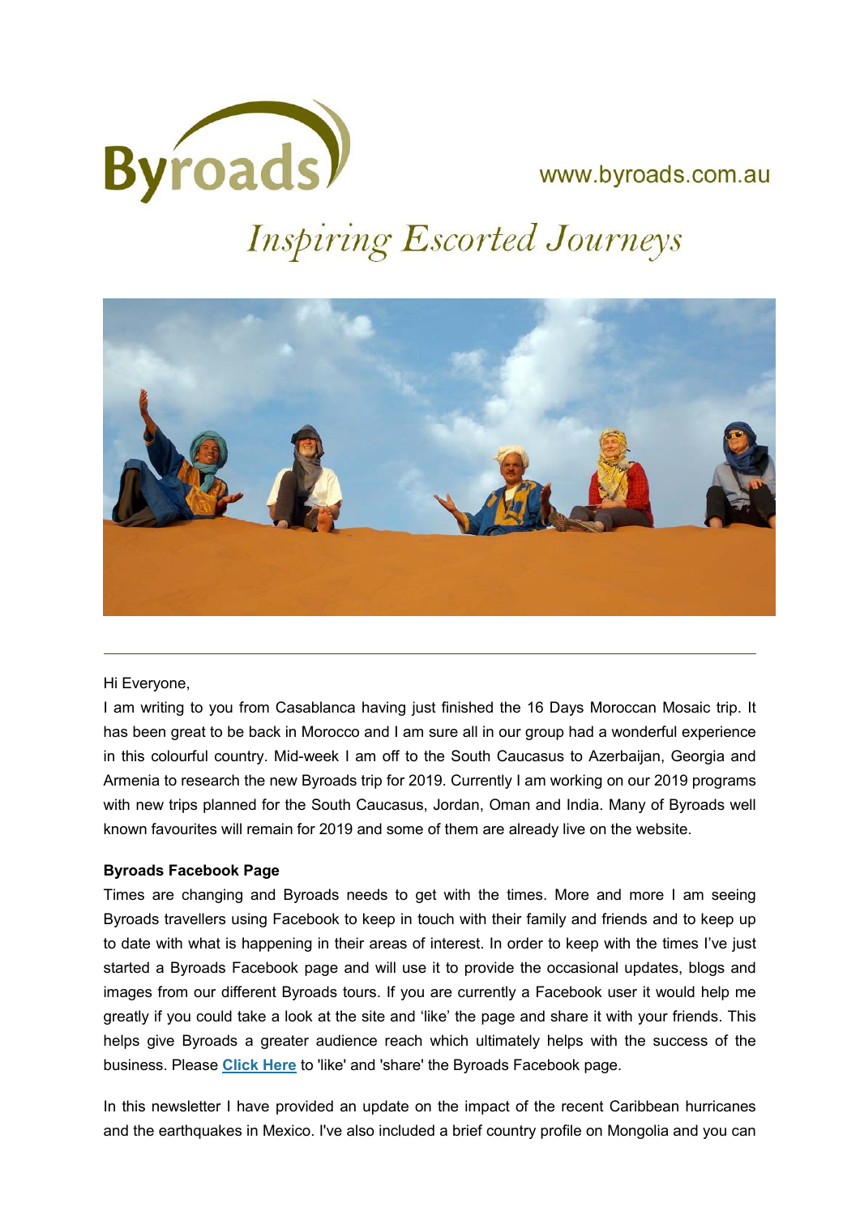# Byroads

www.byroads.com.au

*Inspiring Escorted Journeys*

---

Hi Everyone,

I am writing to you from Casablanca having just finished the 16 Days Moroccan Mosaic trip. It has been great to be back in Morocco and I am sure all in our group had a wonderful experience in this colourful country. Mid-week I am off to the South Caucasus to Azerbaijan, Georgia and Armenia to research the new Byroads trip for 2019. Currently I am working on our 2019 programs with new trips planned for the South Caucasus, Jordan, Oman and India. Many of Byroads well known favourites will remain for 2019 and some of them are already live on the website.

**Byroads Facebook Page**

Times are changing and Byroads needs to get with the times. More and more I am seeing Byroads travellers using Facebook to keep in touch with their family and friends and to keep up to date with what is happening in their areas of interest. In order to keep with the times I've just started a Byroads Facebook page and will use it to provide the occasional updates, blogs and images from our different Byroads tours. If you are currently a Facebook user it would help me greatly if you could take a look at the site and 'like' the page and share it with your friends. This helps give Byroads a greater audience reach which ultimately helps with the success of the business. Please **Click Here** to 'like' and 'share' the Byroads Facebook page.

In this newsletter I have provided an update on the impact of the recent Caribbean hurricanes and the earthquakes in Mexico. I've also included a brief country profile on Mongolia and you can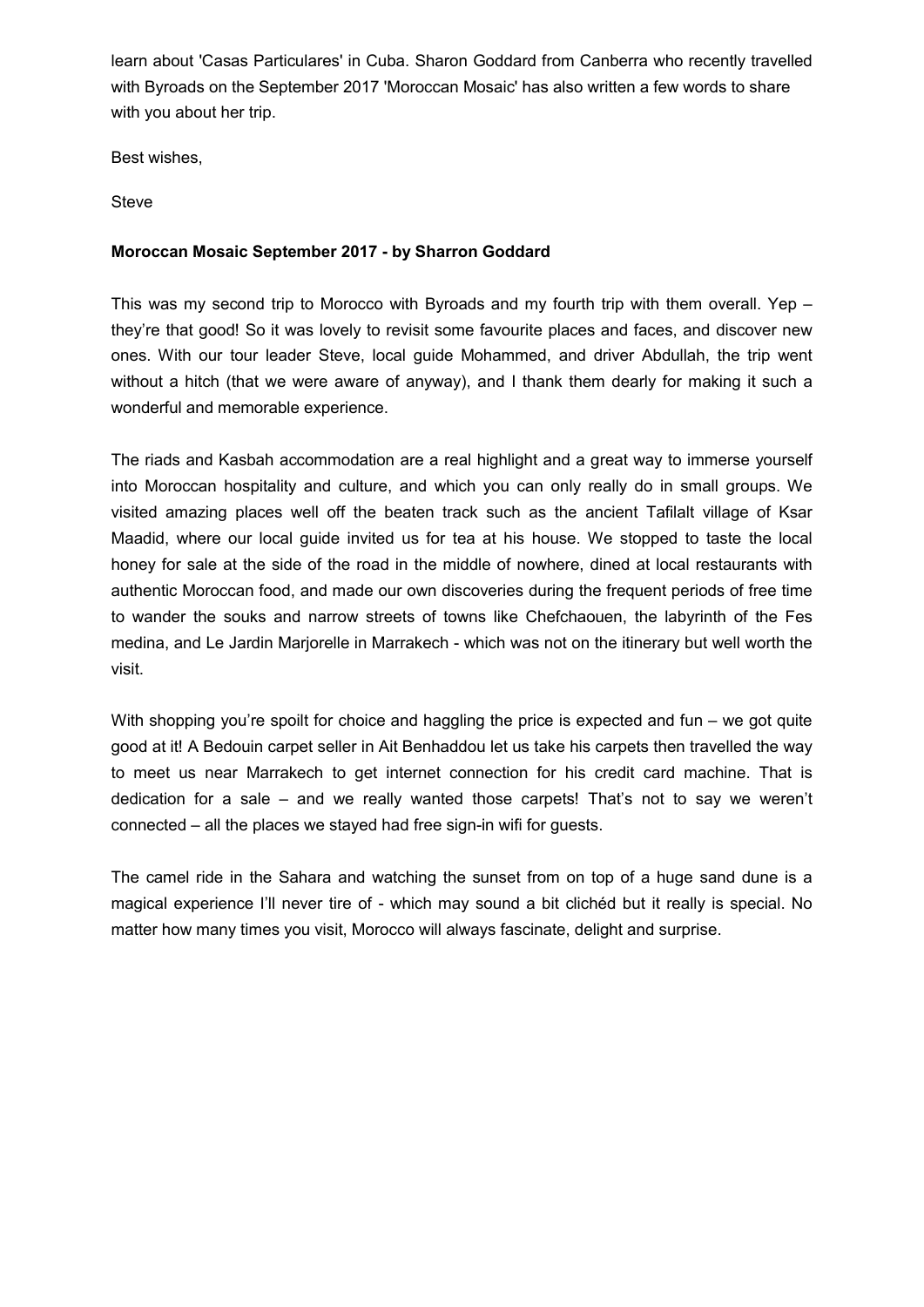learn about 'Casas Particulares' in Cuba. Sharon Goddard from Canberra who recently travelled with Byroads on the September 2017 'Moroccan Mosaic' has also written a few words to share with you about her trip.

Best wishes,

Steve

**Moroccan Mosaic September 2017 - by Sharron Goddard**

This was my second trip to Morocco with Byroads and my fourth trip with them overall. Yep – they're that good! So it was lovely to revisit some favourite places and faces, and discover new ones. With our tour leader Steve, local guide Mohammed, and driver Abdullah, the trip went without a hitch (that we were aware of anyway), and I thank them dearly for making it such a wonderful and memorable experience.

The riads and Kasbah accommodation are a real highlight and a great way to immerse yourself into Moroccan hospitality and culture, and which you can only really do in small groups. We visited amazing places well off the beaten track such as the ancient Tafilalt village of Ksar Maadid, where our local guide invited us for tea at his house. We stopped to taste the local honey for sale at the side of the road in the middle of nowhere, dined at local restaurants with authentic Moroccan food, and made our own discoveries during the frequent periods of free time to wander the souks and narrow streets of towns like Chefchaouen, the labyrinth of the Fes medina, and Le Jardin Marjorelle in Marrakech - which was not on the itinerary but well worth the visit.

With shopping you're spoilt for choice and haggling the price is expected and fun – we got quite good at it! A Bedouin carpet seller in Ait Benhaddou let us take his carpets then travelled the way to meet us near Marrakech to get internet connection for his credit card machine. That is dedication for a sale – and we really wanted those carpets! That's not to say we weren't connected – all the places we stayed had free sign-in wifi for guests.

The camel ride in the Sahara and watching the sunset from on top of a huge sand dune is a magical experience I'll never tire of - which may sound a bit clichéd but it really is special. No matter how many times you visit, Morocco will always fascinate, delight and surprise.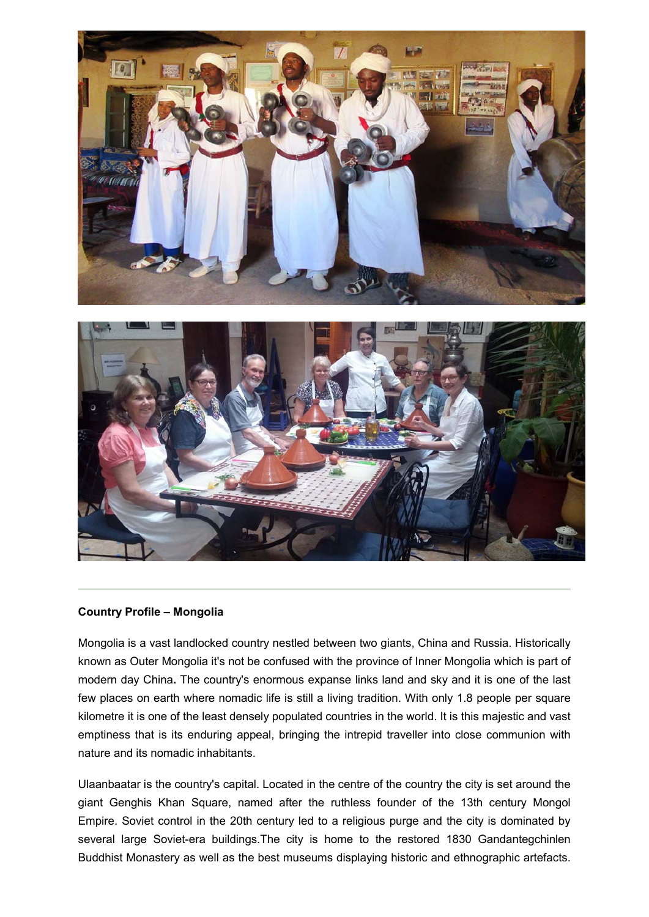**Country Profile – Mongolia**

Mongolia is a vast landlocked country nestled between two giants, China and Russia. Historically known as Outer Mongolia it's not be confused with the province of Inner Mongolia which is part of modern day China**.** The country's enormous expanse links land and sky and it is one of the last few places on earth where nomadic life is still a living tradition. With only 1.8 people per square kilometre it is one of the least densely populated countries in the world. It is this majestic and vast emptiness that is its enduring appeal, bringing the intrepid traveller into close communion with nature and its nomadic inhabitants.

Ulaanbaatar is the country's capital. Located in the centre of the country the city is set around the giant Genghis Khan Square, named after the ruthless founder of the 13th century Mongol Empire. Soviet control in the 20th century led to a religious purge and the city is dominated by several large Soviet-era buildings.The city is home to the restored 1830 Gandantegchinlen Buddhist Monastery as well as the best museums displaying historic and ethnographic artefacts.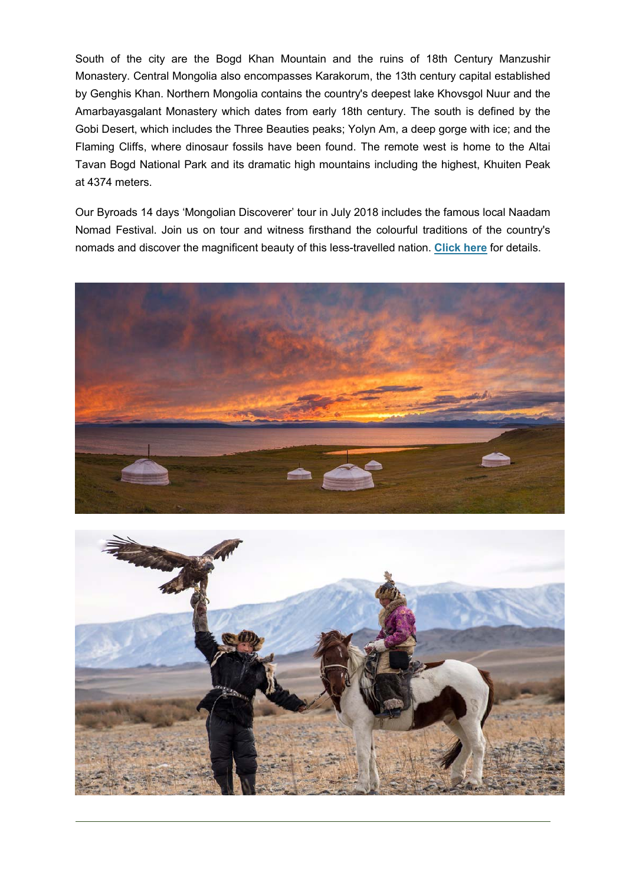South of the city are the Bogd Khan Mountain and the ruins of 18th Century Manzushir Monastery. Central Mongolia also encompasses Karakorum, the 13th century capital established by Genghis Khan. Northern Mongolia contains the country's deepest lake Khovsgol Nuur and the Amarbayasgalant Monastery which dates from early 18th century. The south is defined by the Gobi Desert, which includes the Three Beauties peaks; Yolyn Am, a deep gorge with ice; and the Flaming Cliffs, where dinosaur fossils have been found. The remote west is home to the Altai Tavan Bogd National Park and its dramatic high mountains including the highest, Khuiten Peak at 4374 meters.

Our Byroads 14 days 'Mongolian Discoverer' tour in July 2018 includes the famous local Naadam Nomad Festival. Join us on tour and witness firsthand the colourful traditions of the country's nomads and discover the magnificent beauty of this less-travelled nation. **Click here** for details.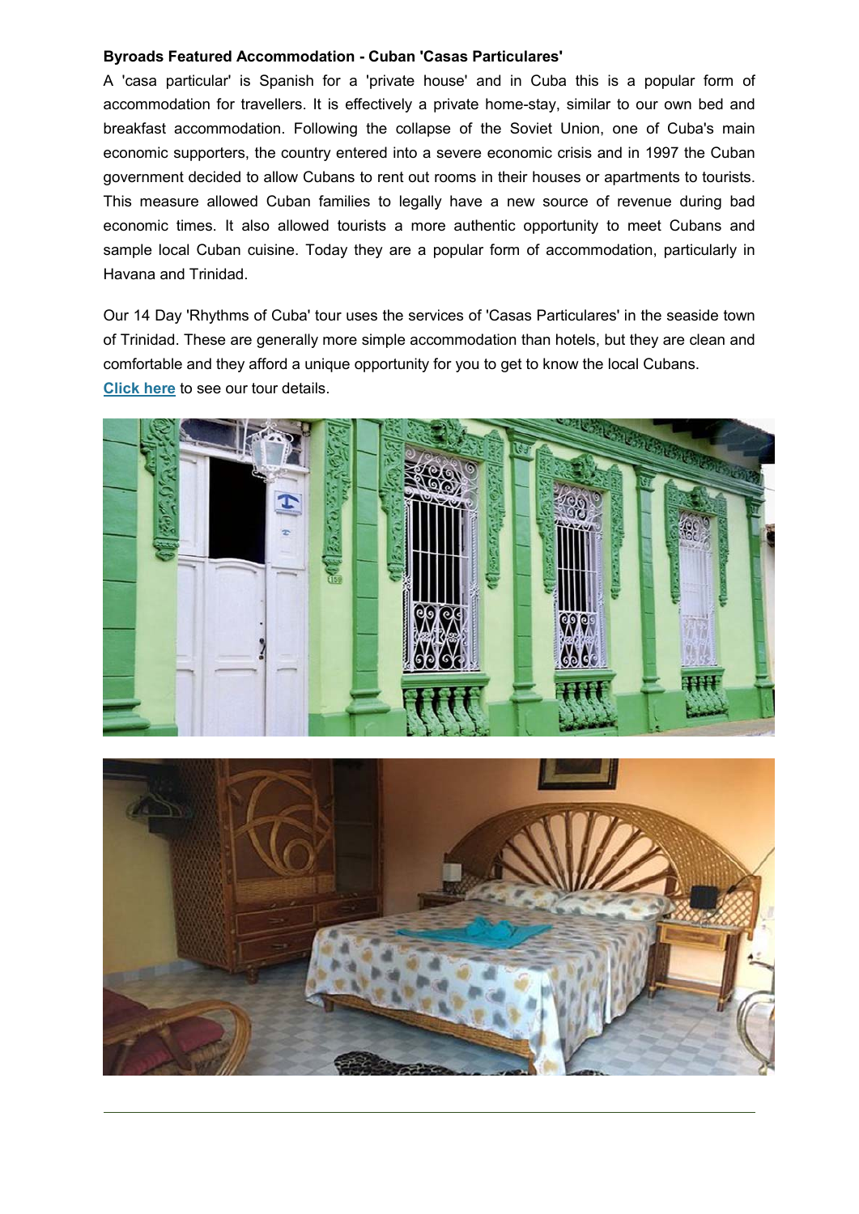**Byroads Featured Accommodation - Cuban 'Casas Particulares'**

A 'casa particular' is Spanish for a 'private house' and in Cuba this is a popular form of accommodation for travellers. It is effectively a private home-stay, similar to our own bed and breakfast accommodation. Following the collapse of the Soviet Union, one of Cuba's main economic supporters, the country entered into a severe economic crisis and in 1997 the Cuban government decided to allow Cubans to rent out rooms in their houses or apartments to tourists. This measure allowed Cuban families to legally have a new source of revenue during bad economic times. It also allowed tourists a more authentic opportunity to meet Cubans and sample local Cuban cuisine. Today they are a popular form of accommodation, particularly in Havana and Trinidad.

Our 14 Day 'Rhythms of Cuba' tour uses the services of 'Casas Particulares' in the seaside town of Trinidad. These are generally more simple accommodation than hotels, but they are clean and comfortable and they afford a unique opportunity for you to get to know the local Cubans.
**Click here** to see our tour details.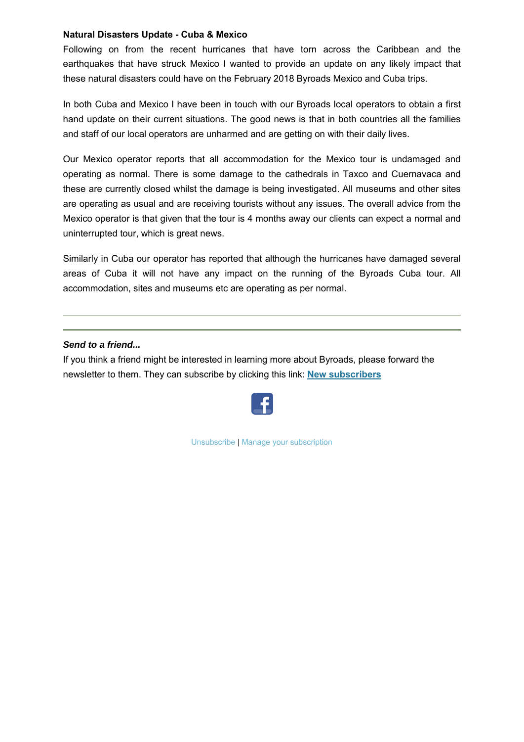**Natural Disasters Update - Cuba & Mexico**

Following on from the recent hurricanes that have torn across the Caribbean and the earthquakes that have struck Mexico I wanted to provide an update on any likely impact that these natural disasters could have on the February 2018 Byroads Mexico and Cuba trips.

In both Cuba and Mexico I have been in touch with our Byroads local operators to obtain a first hand update on their current situations. The good news is that in both countries all the families and staff of our local operators are unharmed and are getting on with their daily lives.

Our Mexico operator reports that all accommodation for the Mexico tour is undamaged and operating as normal. There is some damage to the cathedrals in Taxco and Cuernavaca and these are currently closed whilst the damage is being investigated. All museums and other sites are operating as usual and are receiving tourists without any issues. The overall advice from the Mexico operator is that given that the tour is 4 months away our clients can expect a normal and uninterrupted tour, which is great news.

Similarly in Cuba our operator has reported that although the hurricanes have damaged several areas of Cuba it will not have any impact on the running of the Byroads Cuba tour. All accommodation, sites and museums etc are operating as per normal.

---

***Send to a friend...***

If you think a friend might be interested in learning more about Byroads, please forward the newsletter to them. They can subscribe by clicking this link: **New subscribers**

Unsubscribe | Manage your subscription